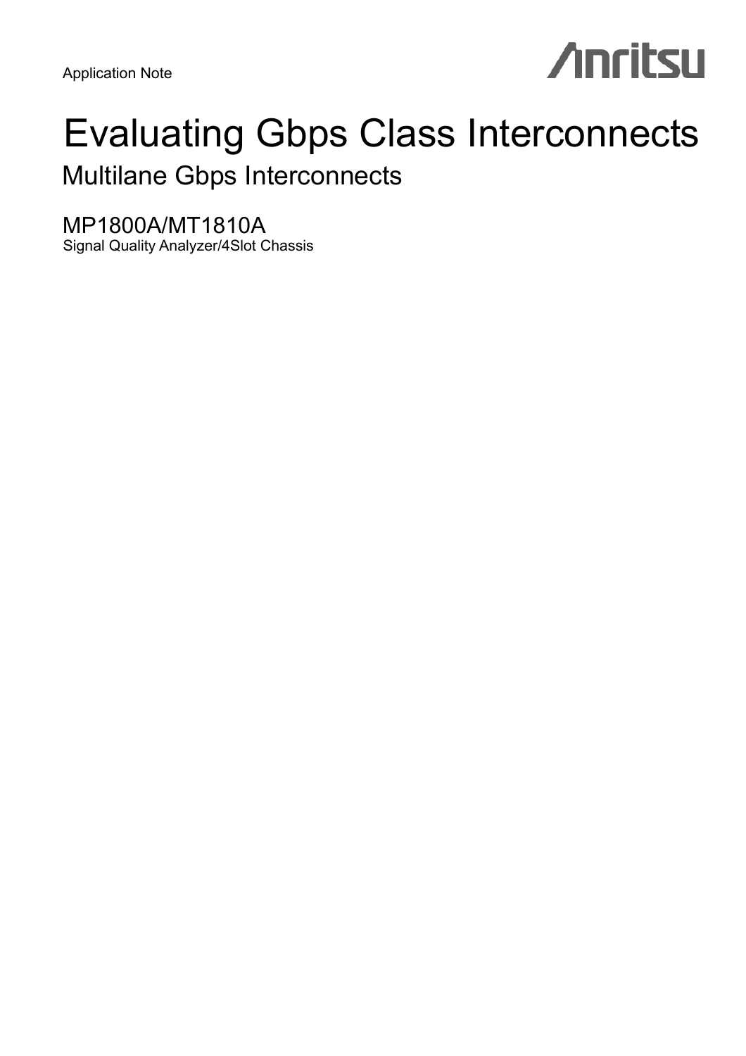Application Note

Anritsu

# Evaluating Gbps Class Interconnects

## Multilane Gbps Interconnects

MP1800A/MT1810A

Signal Quality Analyzer/4Slot Chassis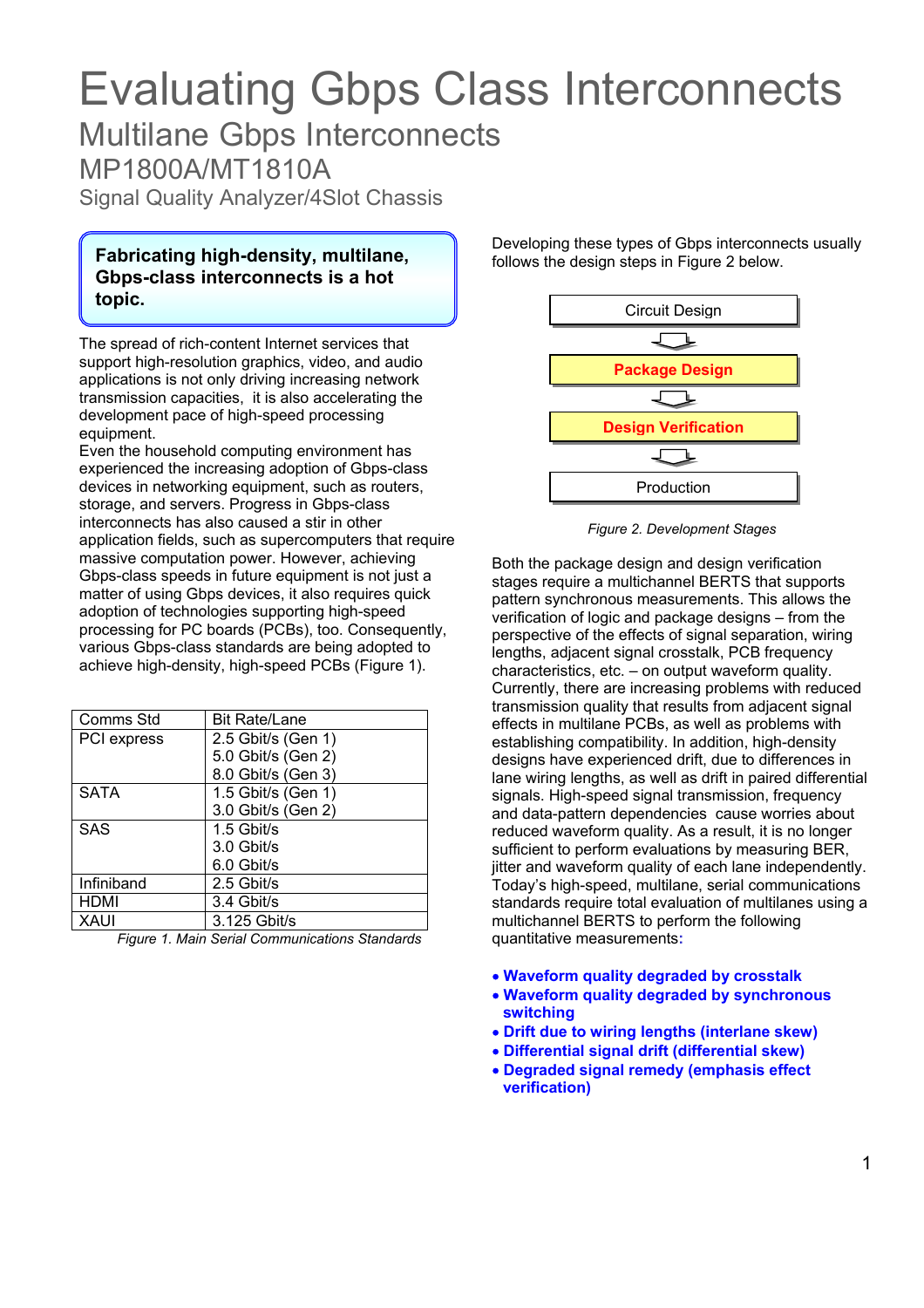# Evaluating Gbps Class Interconnects

## Multilane Gbps Interconnects

### MP1800A/MT1810A

Signal Quality Analyzer/4Slot Chassis

**Fabricating high-density, multilane, Gbps-class interconnects is a hot topic.**

The spread of rich-content Internet services that support high-resolution graphics, video, and audio applications is not only driving increasing network transmission capacities, it is also accelerating the development pace of high-speed processing equipment.
Even the household computing environment has experienced the increasing adoption of Gbps-class devices in networking equipment, such as routers, storage, and servers. Progress in Gbps-class interconnects has also caused a stir in other application fields, such as supercomputers that require massive computation power. However, achieving Gbps-class speeds in future equipment is not just a matter of using Gbps devices, it also requires quick adoption of technologies supporting high-speed processing for PC boards (PCBs), too. Consequently, various Gbps-class standards are being adopted to achieve high-density, high-speed PCBs (Figure 1).

| Comms Std | Bit Rate/Lane |
|---|---|
| PCI express | 2.5 Gbit/s (Gen 1)<br>5.0 Gbit/s (Gen 2)<br>8.0 Gbit/s (Gen 3) |
| SATA | 1.5 Gbit/s (Gen 1)<br>3.0 Gbit/s (Gen 2) |
| SAS | 1.5 Gbit/s<br>3.0 Gbit/s<br>6.0 Gbit/s |
| Infiniband | 2.5 Gbit/s |
| HDMI | 3.4 Gbit/s |
| XAUI | 3.125 Gbit/s |

*Figure 1. Main Serial Communications Standards*

Developing these types of Gbps interconnects usually follows the design steps in Figure 2 below.

Circuit Design → **Package Design** → **Design Verification** → Production

*Figure 2. Development Stages*

Both the package design and design verification stages require a multichannel BERTS that supports pattern synchronous measurements. This allows the verification of logic and package designs – from the perspective of the effects of signal separation, wiring lengths, adjacent signal crosstalk, PCB frequency characteristics, etc. – on output waveform quality. Currently, there are increasing problems with reduced transmission quality that results from adjacent signal effects in multilane PCBs, as well as problems with establishing compatibility. In addition, high-density designs have experienced drift, due to differences in lane wiring lengths, as well as drift in paired differential signals. High-speed signal transmission, frequency and data-pattern dependencies cause worries about reduced waveform quality. As a result, it is no longer sufficient to perform evaluations by measuring BER, jitter and waveform quality of each lane independently. Today's high-speed, multilane, serial communications standards require total evaluation of multilanes using a multichannel BERTS to perform the following quantitative measurements:

- **Waveform quality degraded by crosstalk**
- **Waveform quality degraded by synchronous switching**
- **Drift due to wiring lengths (interlane skew)**
- **Differential signal drift (differential skew)**
- **Degraded signal remedy (emphasis effect verification)**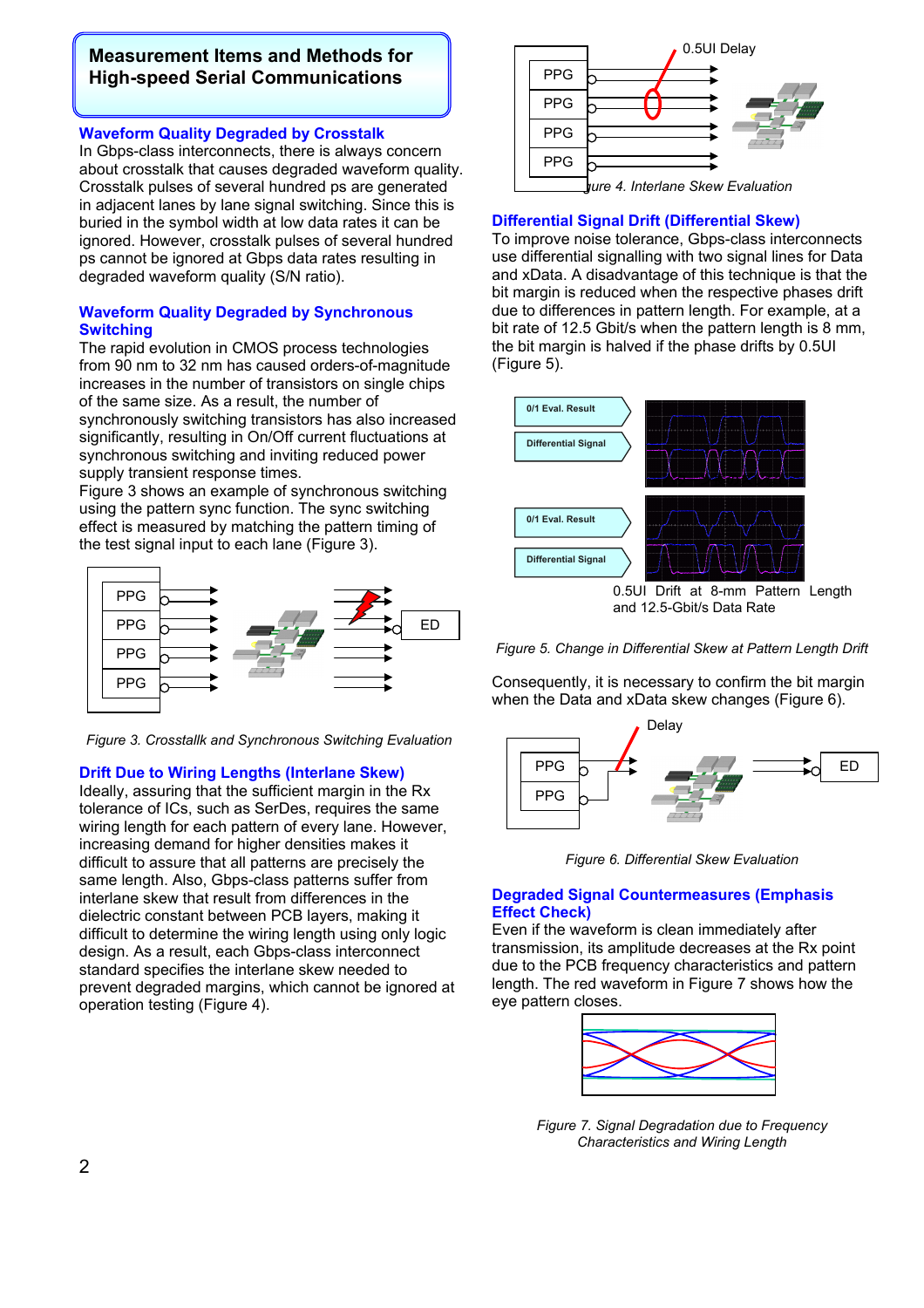## Measurement Items and Methods for High-speed Serial Communications

### Waveform Quality Degraded by Crosstalk

In Gbps-class interconnects, there is always concern about crosstalk that causes degraded waveform quality. Crosstalk pulses of several hundred ps are generated in adjacent lanes by lane signal switching. Since this is buried in the symbol width at low data rates it can be ignored. However, crosstalk pulses of several hundred ps cannot be ignored at Gbps data rates resulting in degraded waveform quality (S/N ratio).

### Waveform Quality Degraded by Synchronous Switching

The rapid evolution in CMOS process technologies from 90 nm to 32 nm has caused orders-of-magnitude increases in the number of transistors on single chips of the same size. As a result, the number of synchronously switching transistors has also increased significantly, resulting in On/Off current fluctuations at synchronous switching and inviting reduced power supply transient response times.

Figure 3 shows an example of synchronous switching using the pattern sync function. The sync switching effect is measured by matching the pattern timing of the test signal input to each lane (Figure 3).

*Figure 3. Crosstallk and Synchronous Switching Evaluation*

### Drift Due to Wiring Lengths (Interlane Skew)

Ideally, assuring that the sufficient margin in the Rx tolerance of ICs, such as SerDes, requires the same wiring length for each pattern of every lane. However, increasing demand for higher densities makes it difficult to assure that all patterns are precisely the same length. Also, Gbps-class patterns suffer from interlane skew that result from differences in the dielectric constant between PCB layers, making it difficult to determine the wiring length using only logic design. As a result, each Gbps-class interconnect standard specifies the interlane skew needed to prevent degraded margins, which cannot be ignored at operation testing (Figure 4).

*Figure 4. Interlane Skew Evaluation*

### Differential Signal Drift (Differential Skew)

To improve noise tolerance, Gbps-class interconnects use differential signalling with two signal lines for Data and xData. A disadvantage of this technique is that the bit margin is reduced when the respective phases drift due to differences in pattern length. For example, at a bit rate of 12.5 Gbit/s when the pattern length is 8 mm, the bit margin is halved if the phase drifts by 0.5UI (Figure 5).

0.5UI Drift at 8-mm Pattern Length and 12.5-Gbit/s Data Rate

*Figure 5. Change in Differential Skew at Pattern Length Drift*

Consequently, it is necessary to confirm the bit margin when the Data and xData skew changes (Figure 6).

*Figure 6. Differential Skew Evaluation*

### Degraded Signal Countermeasures (Emphasis Effect Check)

Even if the waveform is clean immediately after transmission, its amplitude decreases at the Rx point due to the PCB frequency characteristics and pattern length. The red waveform in Figure 7 shows how the eye pattern closes.

*Figure 7. Signal Degradation due to Frequency Characteristics and Wiring Length*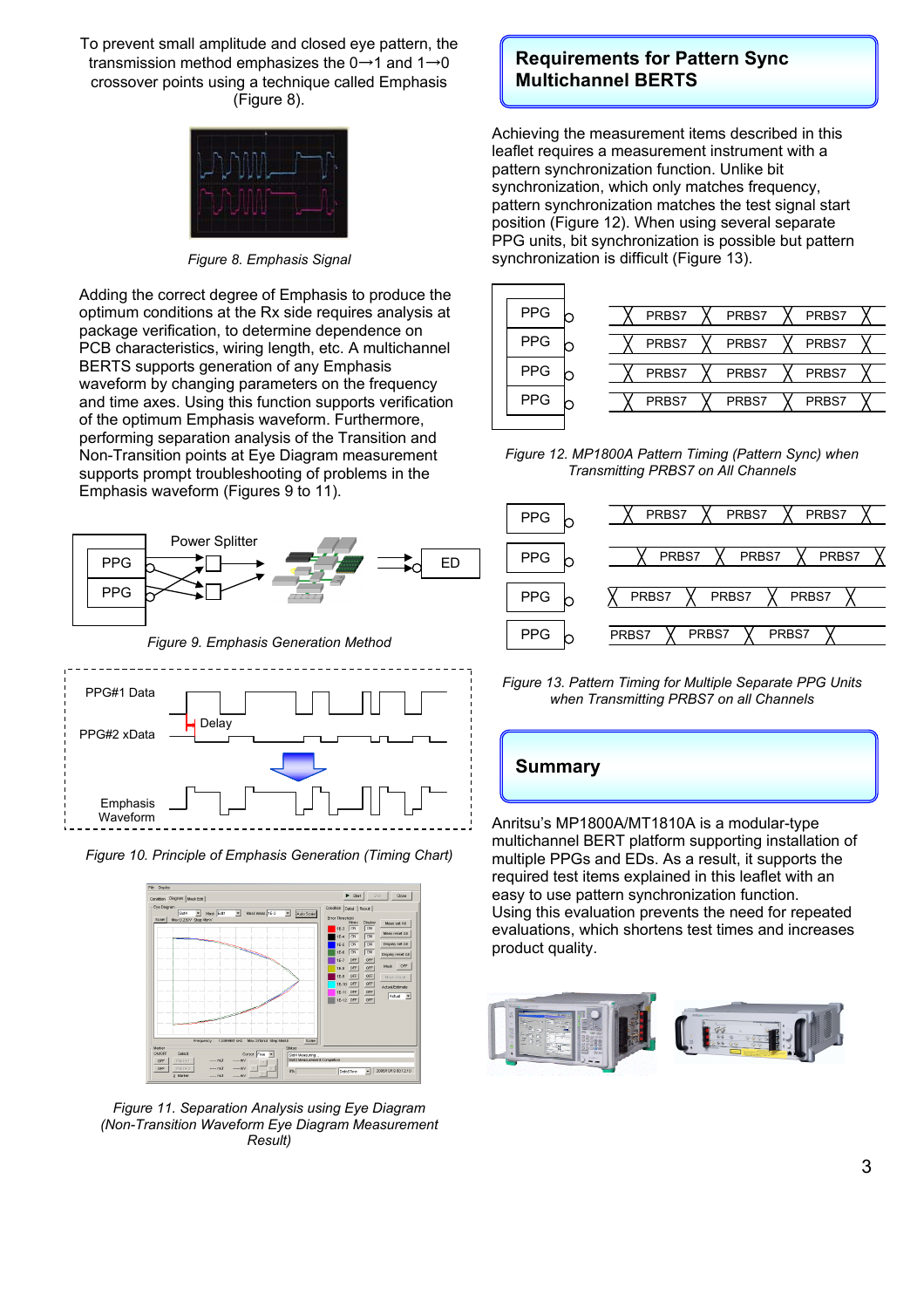To prevent small amplitude and closed eye pattern, the transmission method emphasizes the 0→1 and 1→0 crossover points using a technique called Emphasis (Figure 8).

*Figure 8. Emphasis Signal*

Adding the correct degree of Emphasis to produce the optimum conditions at the Rx side requires analysis at package verification, to determine dependence on PCB characteristics, wiring length, etc. A multichannel BERTS supports generation of any Emphasis waveform by changing parameters on the frequency and time axes. Using this function supports verification of the optimum Emphasis waveform. Furthermore, performing separation analysis of the Transition and Non-Transition points at Eye Diagram measurement supports prompt troubleshooting of problems in the Emphasis waveform (Figures 9 to 11).

*Figure 9. Emphasis Generation Method*

*Figure 10. Principle of Emphasis Generation (Timing Chart)*

*Figure 11. Separation Analysis using Eye Diagram (Non-Transition Waveform Eye Diagram Measurement Result)*

## Requirements for Pattern Sync Multichannel BERTS

Achieving the measurement items described in this leaflet requires a measurement instrument with a pattern synchronization function. Unlike bit synchronization, which only matches frequency, pattern synchronization matches the test signal start position (Figure 12). When using several separate PPG units, bit synchronization is possible but pattern synchronization is difficult (Figure 13).

*Figure 12. MP1800A Pattern Timing (Pattern Sync) when Transmitting PRBS7 on All Channels*

*Figure 13. Pattern Timing for Multiple Separate PPG Units when Transmitting PRBS7 on all Channels*

## Summary

Anritsu's MP1800A/MT1810A is a modular-type multichannel BERT platform supporting installation of multiple PPGs and EDs. As a result, it supports the required test items explained in this leaflet with an easy to use pattern synchronization function.
Using this evaluation prevents the need for repeated evaluations, which shortens test times and increases product quality.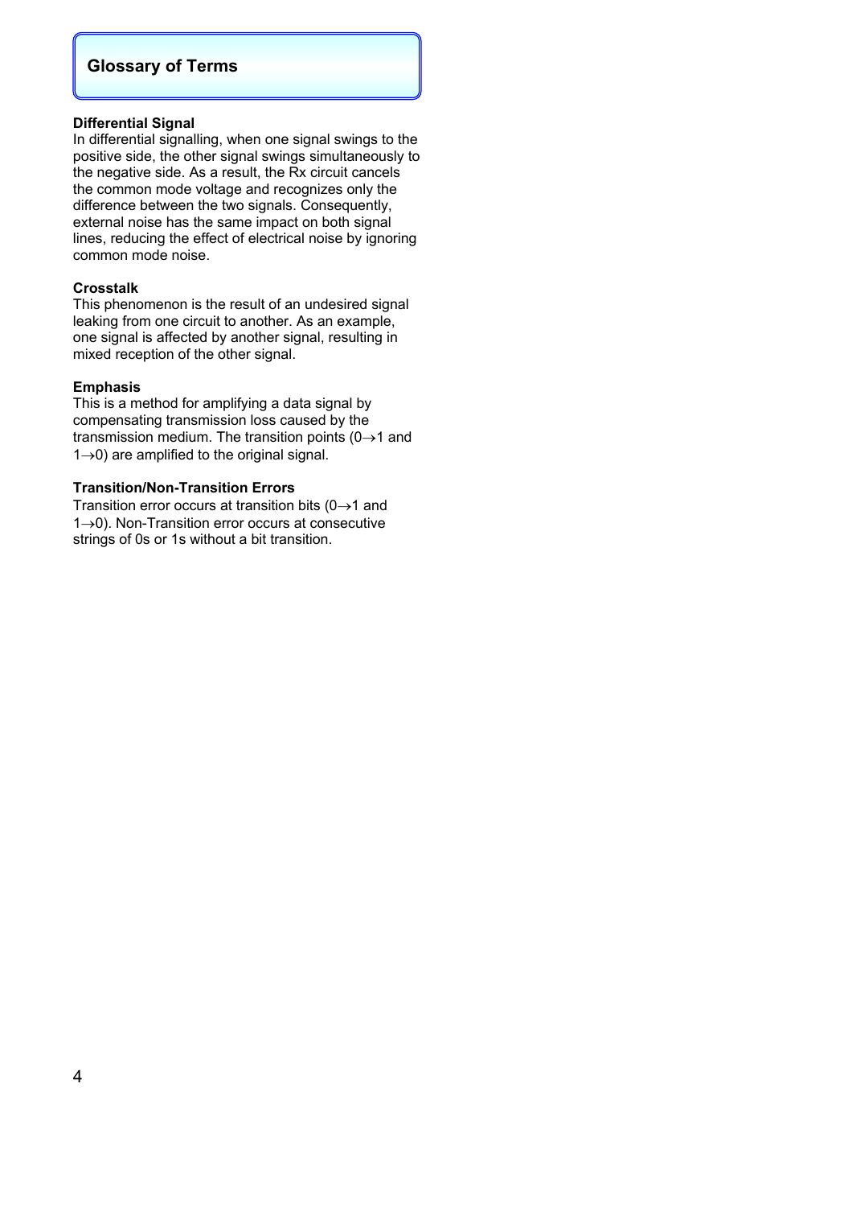## Glossary of Terms

### Differential Signal

In differential signalling, when one signal swings to the positive side, the other signal swings simultaneously to the negative side. As a result, the Rx circuit cancels the common mode voltage and recognizes only the difference between the two signals. Consequently, external noise has the same impact on both signal lines, reducing the effect of electrical noise by ignoring common mode noise.

### Crosstalk

This phenomenon is the result of an undesired signal leaking from one circuit to another. As an example, one signal is affected by another signal, resulting in mixed reception of the other signal.

### Emphasis

This is a method for amplifying a data signal by compensating transmission loss caused by the transmission medium. The transition points (0→1 and 1→0) are amplified to the original signal.

### Transition/Non-Transition Errors

Transition error occurs at transition bits (0→1 and 1→0). Non-Transition error occurs at consecutive strings of 0s or 1s without a bit transition.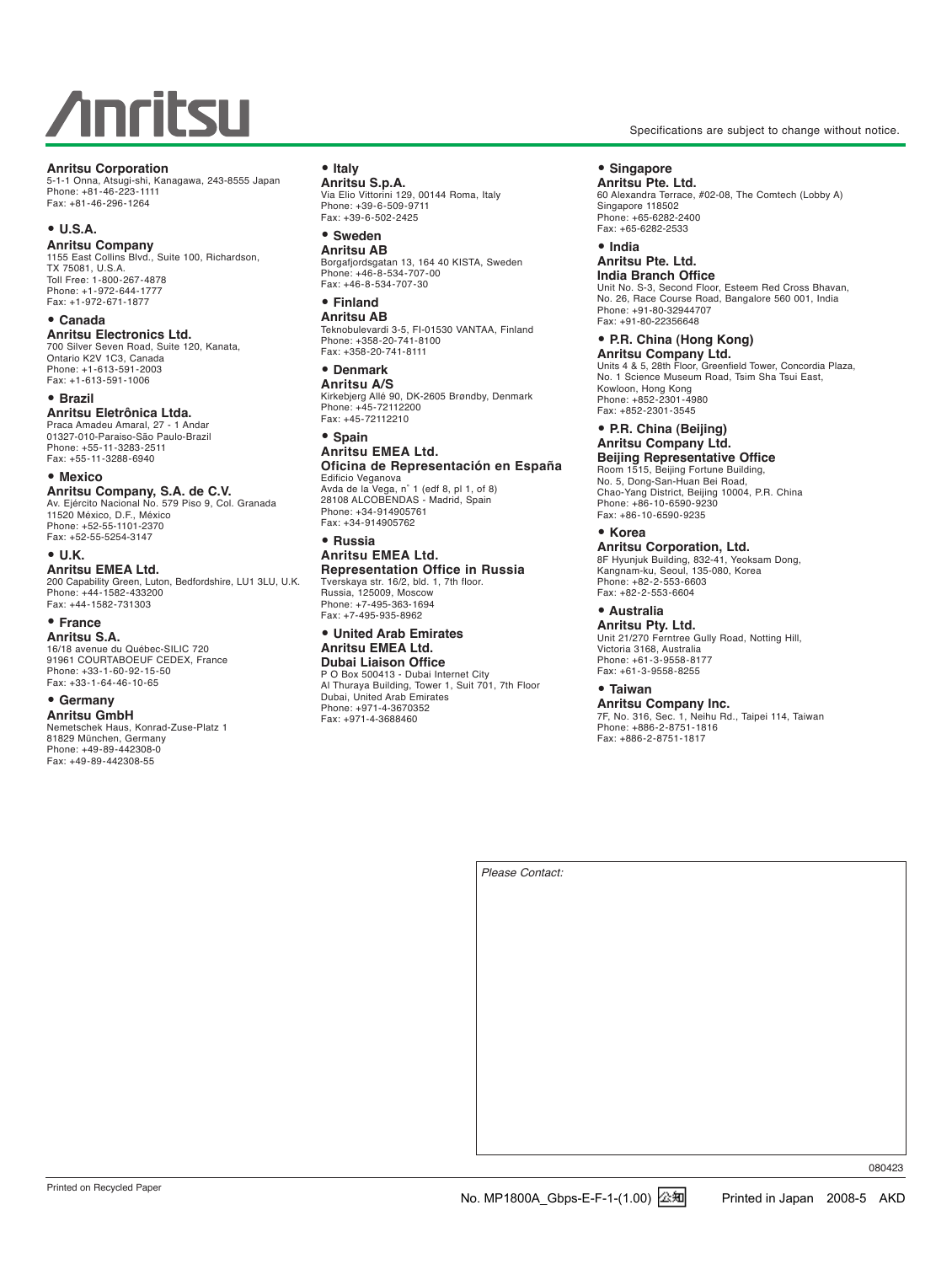# Anritsu

Specifications are subject to change without notice.

**Anritsu Corporation**
5-1-1 Onna, Atsugi-shi, Kanagawa, 243-8555 Japan
Phone: +81-46-223-1111
Fax: +81-46-296-1264

**• U.S.A.**
**Anritsu Company**
1155 East Collins Blvd., Suite 100, Richardson,
TX 75081, U.S.A.
Toll Free: 1-800-267-4878
Phone: +1-972-644-1777
Fax: +1-972-671-1877

**• Canada**
**Anritsu Electronics Ltd.**
700 Silver Seven Road, Suite 120, Kanata,
Ontario K2V 1C3, Canada
Phone: +1-613-591-2003
Fax: +1-613-591-1006

**• Brazil**
**Anritsu Eletrônica Ltda.**
Praca Amadeu Amaral, 27 - 1 Andar
01327-010-Paraiso-São Paulo-Brazil
Phone: +55-11-3283-2511
Fax: +55-11-3288-6940

**• Mexico**
**Anritsu Company, S.A. de C.V.**
Av. Ejército Nacional No. 579 Piso 9, Col. Granada
11520 México, D.F., México
Phone: +52-55-1101-2370
Fax: +52-55-5254-3147

**• U.K.**
**Anritsu EMEA Ltd.**
200 Capability Green, Luton, Bedfordshire, LU1 3LU, U.K.
Phone: +44-1582-433200
Fax: +44-1582-731303

**• France**
**Anritsu S.A.**
16/18 avenue du Québec-SILIC 720
91961 COURTABOEUF CEDEX, France
Phone: +33-1-60-92-15-50
Fax: +33-1-64-46-10-65

**• Germany**
**Anritsu GmbH**
Nemetschek Haus, Konrad-Zuse-Platz 1
81829 München, Germany
Phone: +49-89-442308-0
Fax: +49-89-442308-55

**• Italy**
**Anritsu S.p.A.**
Via Elio Vittorini 129, 00144 Roma, Italy
Phone: +39-6-509-9711
Fax: +39-6-502-2425

**• Sweden**
**Anritsu AB**
Borgafjordsgatan 13, 164 40 KISTA, Sweden
Phone: +46-8-534-707-00
Fax: +46-8-534-707-30

**• Finland**
**Anritsu AB**
Teknobulevardi 3-5, FI-01530 VANTAA, Finland
Phone: +358-20-741-8100
Fax: +358-20-741-8111

**• Denmark**
**Anritsu A/S**
Kirkebjerg Allé 90, DK-2605 Brøndby, Denmark
Phone: +45-72112200
Fax: +45-72112210

**• Spain**
**Anritsu EMEA Ltd.**
**Oficina de Representación en España**
Edificio Veganova
Avda de la Vega, n˚ 1 (edf 8, pl 1, of 8)
28108 ALCOBENDAS - Madrid, Spain
Phone: +34-914905761
Fax: +34-914905762

**• Russia**
**Anritsu EMEA Ltd.**
**Representation Office in Russia**
Tverskaya str. 16/2, bld. 1, 7th floor.
Russia, 125009, Moscow
Phone: +7-495-363-1694
Fax: +7-495-935-8962

**• United Arab Emirates**
**Anritsu EMEA Ltd.**
**Dubai Liaison Office**
P O Box 500413 - Dubai Internet City
Al Thuraya Building, Tower 1, Suit 701, 7th Floor
Dubai, United Arab Emirates
Phone: +971-4-3670352
Fax: +971-4-3688460

**• Singapore**
**Anritsu Pte. Ltd.**
60 Alexandra Terrace, #02-08, The Comtech (Lobby A)
Singapore 118502
Phone: +65-6282-2400
Fax: +65-6282-2533

**• India**
**Anritsu Pte. Ltd.**
**India Branch Office**
Unit No. S-3, Second Floor, Esteem Red Cross Bhavan,
No. 26, Race Course Road, Bangalore 560 001, India
Phone: +91-80-32944707
Fax: +91-80-22356648

**• P.R. China (Hong Kong)**
**Anritsu Company Ltd.**
Units 4 & 5, 28th Floor, Greenfield Tower, Concordia Plaza,
No. 1 Science Museum Road, Tsim Sha Tsui East,
Kowloon, Hong Kong
Phone: +852-2301-4980
Fax: +852-2301-3545

**• P.R. China (Beijing)**
**Anritsu Company Ltd.**
**Beijing Representative Office**
Room 1515, Beijing Fortune Building,
No. 5, Dong-San-Huan Bei Road,
Chao-Yang District, Beijing 10004, P.R. China
Phone: +86-10-6590-9230
Fax: +86-10-6590-9235

**• Korea**
**Anritsu Corporation, Ltd.**
8F Hyunjuk Building, 832-41, Yeoksam Dong,
Kangnam-ku, Seoul, 135-080, Korea
Phone: +82-2-553-6603
Fax: +82-2-553-6604

**• Australia**
**Anritsu Pty. Ltd.**
Unit 21/270 Ferntree Gully Road, Notting Hill,
Victoria 3168, Australia
Phone: +61-3-9558-8177
Fax: +61-3-9558-8255

**• Taiwan**
**Anritsu Company Inc.**
7F, No. 316, Sec. 1, Neihu Rd., Taipei 114, Taiwan
Phone: +886-2-8751-1816
Fax: +886-2-8751-1817

*Please Contact:*

080423

Printed on Recycled Paper

No. MP1800A_Gbps-E-F-1-(1.00) 公知 Printed in Japan 2008-5 AKD